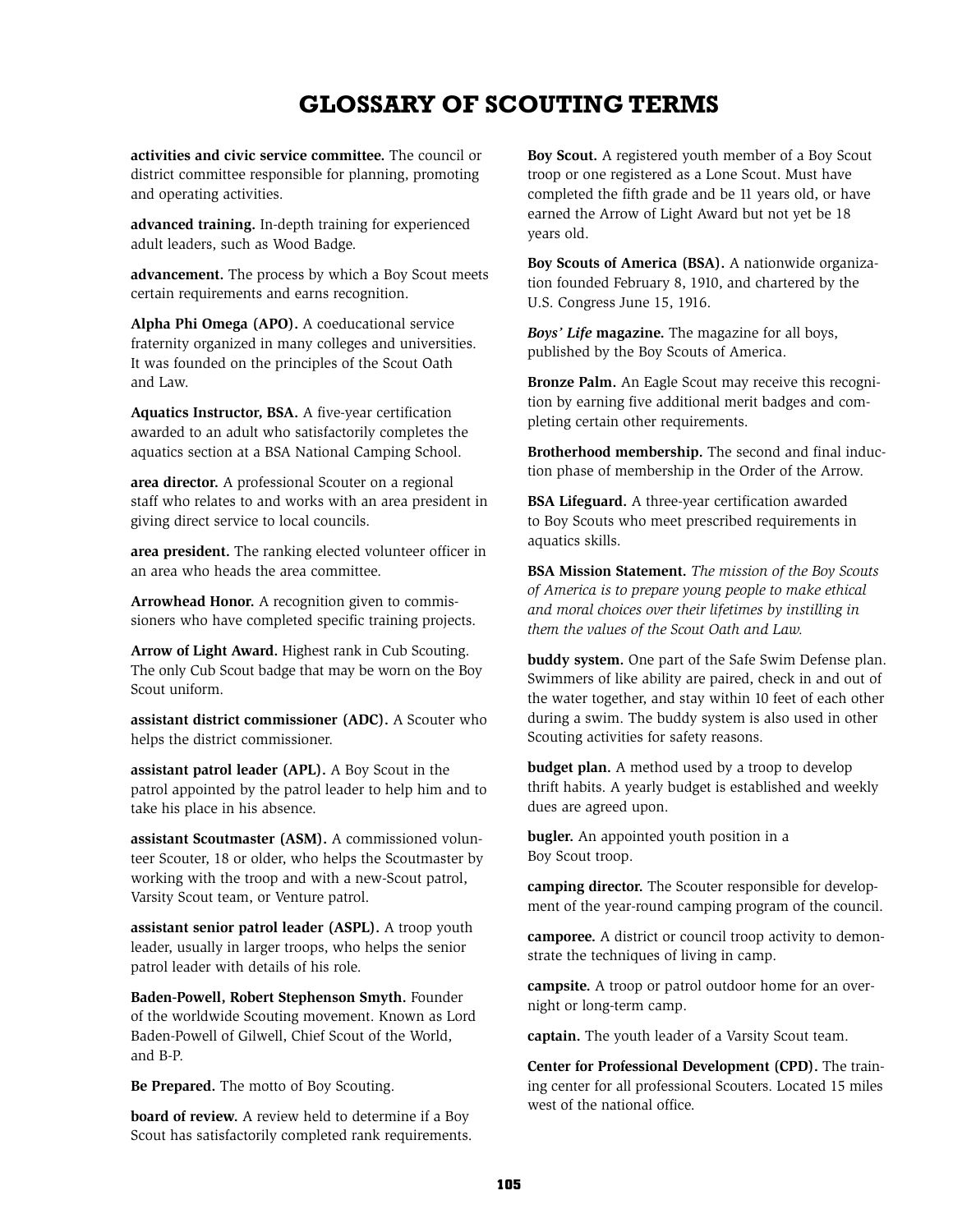# GLOSSARY OF SCOUTING TERMS

**activities and civic service committee.** The council or district committee responsible for planning, promoting and operating activities.

**advanced training.** In-depth training for experienced adult leaders, such as Wood Badge.

**advancement.** The process by which a Boy Scout meets certain requirements and earns recognition.

**Alpha Phi Omega (APO).** A coeducational service fraternity organized in many colleges and universities. It was founded on the principles of the Scout Oath and Law.

**Aquatics Instructor, BSA.** A five-year certification awarded to an adult who satisfactorily completes the aquatics section at a BSA National Camping School.

**area director.** A professional Scouter on a regional staff who relates to and works with an area president in giving direct service to local councils.

**area president.** The ranking elected volunteer officer in an area who heads the area committee.

**Arrowhead Honor.** A recognition given to commissioners who have completed specific training projects.

**Arrow of Light Award.** Highest rank in Cub Scouting. The only Cub Scout badge that may be worn on the Boy Scout uniform.

**assistant district commissioner (ADC).** A Scouter who helps the district commissioner.

**assistant patrol leader (APL).** A Boy Scout in the patrol appointed by the patrol leader to help him and to take his place in his absence.

**assistant Scoutmaster (ASM).** A commissioned volunteer Scouter, 18 or older, who helps the Scoutmaster by working with the troop and with a new-Scout patrol, Varsity Scout team, or Venture patrol.

**assistant senior patrol leader (ASPL).** A troop youth leader, usually in larger troops, who helps the senior patrol leader with details of his role.

**Baden-Powell, Robert Stephenson Smyth.** Founder of the worldwide Scouting movement. Known as Lord Baden-Powell of Gilwell, Chief Scout of the World, and B-P.

**Be Prepared.** The motto of Boy Scouting.

**board of review.** A review held to determine if a Boy Scout has satisfactorily completed rank requirements.

**Boy Scout.** A registered youth member of a Boy Scout troop or one registered as a Lone Scout. Must have completed the fifth grade and be 11 years old, or have earned the Arrow of Light Award but not yet be 18 years old.

**Boy Scouts of America (BSA).** A nationwide organization founded February 8, 1910, and chartered by the U.S. Congress June 15, 1916.

***Boys' Life* magazine.** The magazine for all boys, published by the Boy Scouts of America.

**Bronze Palm.** An Eagle Scout may receive this recognition by earning five additional merit badges and completing certain other requirements.

**Brotherhood membership.** The second and final induction phase of membership in the Order of the Arrow.

**BSA Lifeguard.** A three-year certification awarded to Boy Scouts who meet prescribed requirements in aquatics skills.

**BSA Mission Statement.** *The mission of the Boy Scouts of America is to prepare young people to make ethical and moral choices over their lifetimes by instilling in them the values of the Scout Oath and Law.*

**buddy system.** One part of the Safe Swim Defense plan. Swimmers of like ability are paired, check in and out of the water together, and stay within 10 feet of each other during a swim. The buddy system is also used in other Scouting activities for safety reasons.

**budget plan.** A method used by a troop to develop thrift habits. A yearly budget is established and weekly dues are agreed upon.

**bugler.** An appointed youth position in a Boy Scout troop.

**camping director.** The Scouter responsible for development of the year-round camping program of the council.

**camporee.** A district or council troop activity to demonstrate the techniques of living in camp.

**campsite.** A troop or patrol outdoor home for an overnight or long-term camp.

**captain.** The youth leader of a Varsity Scout team.

**Center for Professional Development (CPD).** The training center for all professional Scouters. Located 15 miles west of the national office.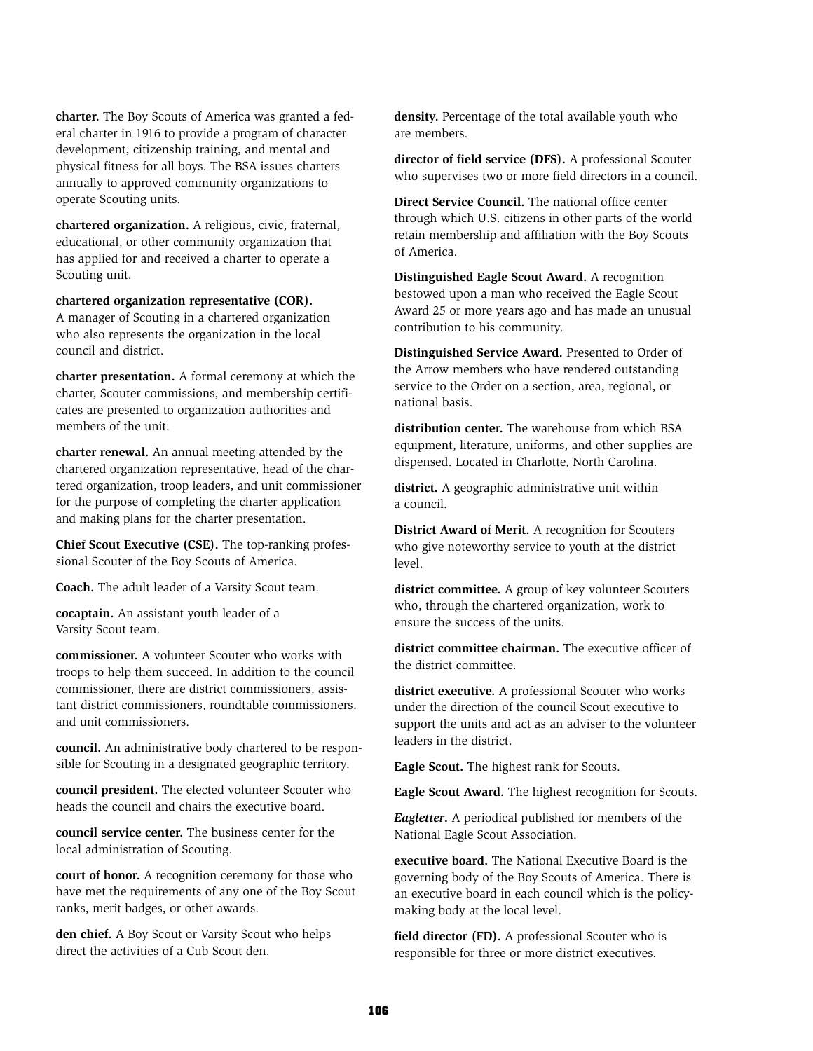**charter.** The Boy Scouts of America was granted a federal charter in 1916 to provide a program of character development, citizenship training, and mental and physical fitness for all boys. The BSA issues charters annually to approved community organizations to operate Scouting units.

**chartered organization.** A religious, civic, fraternal, educational, or other community organization that has applied for and received a charter to operate a Scouting unit.

**chartered organization representative (COR).** A manager of Scouting in a chartered organization who also represents the organization in the local council and district.

**charter presentation.** A formal ceremony at which the charter, Scouter commissions, and membership certificates are presented to organization authorities and members of the unit.

**charter renewal.** An annual meeting attended by the chartered organization representative, head of the chartered organization, troop leaders, and unit commissioner for the purpose of completing the charter application and making plans for the charter presentation.

**Chief Scout Executive (CSE).** The top-ranking professional Scouter of the Boy Scouts of America.

**Coach.** The adult leader of a Varsity Scout team.

**cocaptain.** An assistant youth leader of a Varsity Scout team.

**commissioner.** A volunteer Scouter who works with troops to help them succeed. In addition to the council commissioner, there are district commissioners, assistant district commissioners, roundtable commissioners, and unit commissioners.

**council.** An administrative body chartered to be responsible for Scouting in a designated geographic territory.

**council president.** The elected volunteer Scouter who heads the council and chairs the executive board.

**council service center.** The business center for the local administration of Scouting.

**court of honor.** A recognition ceremony for those who have met the requirements of any one of the Boy Scout ranks, merit badges, or other awards.

**den chief.** A Boy Scout or Varsity Scout who helps direct the activities of a Cub Scout den.

**density.** Percentage of the total available youth who are members.

**director of field service (DFS).** A professional Scouter who supervises two or more field directors in a council.

**Direct Service Council.** The national office center through which U.S. citizens in other parts of the world retain membership and affiliation with the Boy Scouts of America.

**Distinguished Eagle Scout Award.** A recognition bestowed upon a man who received the Eagle Scout Award 25 or more years ago and has made an unusual contribution to his community.

**Distinguished Service Award.** Presented to Order of the Arrow members who have rendered outstanding service to the Order on a section, area, regional, or national basis.

**distribution center.** The warehouse from which BSA equipment, literature, uniforms, and other supplies are dispensed. Located in Charlotte, North Carolina.

**district.** A geographic administrative unit within a council.

**District Award of Merit.** A recognition for Scouters who give noteworthy service to youth at the district level.

**district committee.** A group of key volunteer Scouters who, through the chartered organization, work to ensure the success of the units.

**district committee chairman.** The executive officer of the district committee.

**district executive.** A professional Scouter who works under the direction of the council Scout executive to support the units and act as an adviser to the volunteer leaders in the district.

**Eagle Scout.** The highest rank for Scouts.

**Eagle Scout Award.** The highest recognition for Scouts.

***Eagletter*.** A periodical published for members of the National Eagle Scout Association.

**executive board.** The National Executive Board is the governing body of the Boy Scouts of America. There is an executive board in each council which is the policy-making body at the local level.

**field director (FD).** A professional Scouter who is responsible for three or more district executives.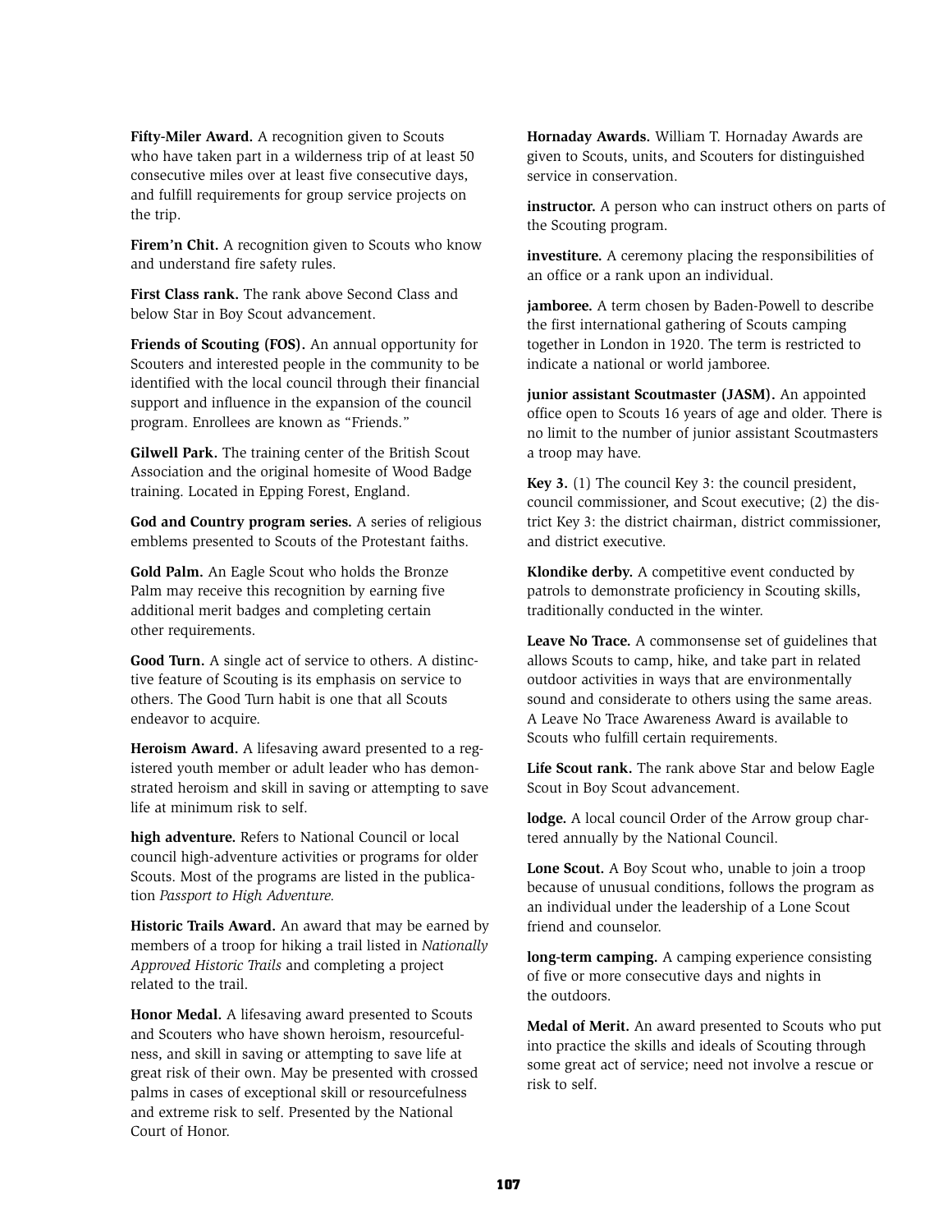**Fifty-Miler Award.** A recognition given to Scouts who have taken part in a wilderness trip of at least 50 consecutive miles over at least five consecutive days, and fulfill requirements for group service projects on the trip.

**Firem'n Chit.** A recognition given to Scouts who know and understand fire safety rules.

**First Class rank.** The rank above Second Class and below Star in Boy Scout advancement.

**Friends of Scouting (FOS).** An annual opportunity for Scouters and interested people in the community to be identified with the local council through their financial support and influence in the expansion of the council program. Enrollees are known as "Friends."

**Gilwell Park.** The training center of the British Scout Association and the original homesite of Wood Badge training. Located in Epping Forest, England.

**God and Country program series.** A series of religious emblems presented to Scouts of the Protestant faiths.

**Gold Palm.** An Eagle Scout who holds the Bronze Palm may receive this recognition by earning five additional merit badges and completing certain other requirements.

**Good Turn.** A single act of service to others. A distinctive feature of Scouting is its emphasis on service to others. The Good Turn habit is one that all Scouts endeavor to acquire.

**Heroism Award.** A lifesaving award presented to a registered youth member or adult leader who has demonstrated heroism and skill in saving or attempting to save life at minimum risk to self.

**high adventure.** Refers to National Council or local council high-adventure activities or programs for older Scouts. Most of the programs are listed in the publication *Passport to High Adventure.*

**Historic Trails Award.** An award that may be earned by members of a troop for hiking a trail listed in *Nationally Approved Historic Trails* and completing a project related to the trail.

**Honor Medal.** A lifesaving award presented to Scouts and Scouters who have shown heroism, resourcefulness, and skill in saving or attempting to save life at great risk of their own. May be presented with crossed palms in cases of exceptional skill or resourcefulness and extreme risk to self. Presented by the National Court of Honor.

**Hornaday Awards.** William T. Hornaday Awards are given to Scouts, units, and Scouters for distinguished service in conservation.

**instructor.** A person who can instruct others on parts of the Scouting program.

**investiture.** A ceremony placing the responsibilities of an office or a rank upon an individual.

**jamboree.** A term chosen by Baden-Powell to describe the first international gathering of Scouts camping together in London in 1920. The term is restricted to indicate a national or world jamboree.

**junior assistant Scoutmaster (JASM).** An appointed office open to Scouts 16 years of age and older. There is no limit to the number of junior assistant Scoutmasters a troop may have.

**Key 3.** (1) The council Key 3: the council president, council commissioner, and Scout executive; (2) the district Key 3: the district chairman, district commissioner, and district executive.

**Klondike derby.** A competitive event conducted by patrols to demonstrate proficiency in Scouting skills, traditionally conducted in the winter.

**Leave No Trace.** A commonsense set of guidelines that allows Scouts to camp, hike, and take part in related outdoor activities in ways that are environmentally sound and considerate to others using the same areas. A Leave No Trace Awareness Award is available to Scouts who fulfill certain requirements.

**Life Scout rank.** The rank above Star and below Eagle Scout in Boy Scout advancement.

**lodge.** A local council Order of the Arrow group chartered annually by the National Council.

**Lone Scout.** A Boy Scout who, unable to join a troop because of unusual conditions, follows the program as an individual under the leadership of a Lone Scout friend and counselor.

**long-term camping.** A camping experience consisting of five or more consecutive days and nights in the outdoors.

**Medal of Merit.** An award presented to Scouts who put into practice the skills and ideals of Scouting through some great act of service; need not involve a rescue or risk to self.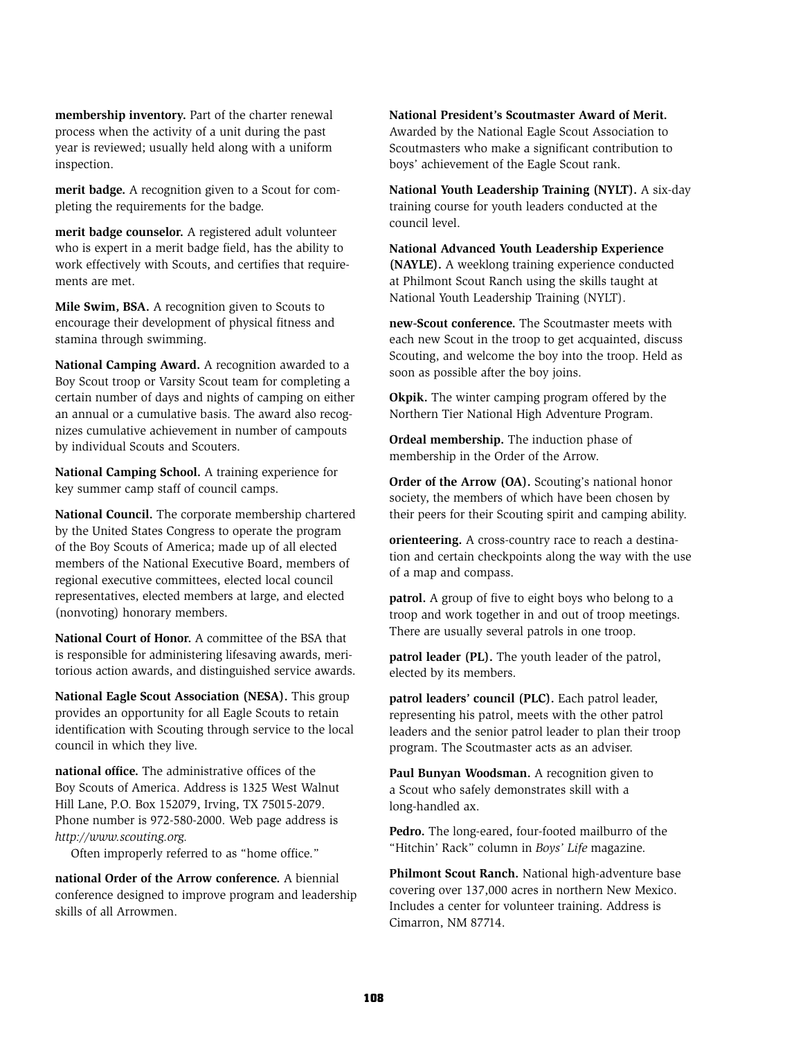**membership inventory.** Part of the charter renewal process when the activity of a unit during the past year is reviewed; usually held along with a uniform inspection.

**merit badge.** A recognition given to a Scout for completing the requirements for the badge.

**merit badge counselor.** A registered adult volunteer who is expert in a merit badge field, has the ability to work effectively with Scouts, and certifies that requirements are met.

**Mile Swim, BSA.** A recognition given to Scouts to encourage their development of physical fitness and stamina through swimming.

**National Camping Award.** A recognition awarded to a Boy Scout troop or Varsity Scout team for completing a certain number of days and nights of camping on either an annual or a cumulative basis. The award also recognizes cumulative achievement in number of campouts by individual Scouts and Scouters.

**National Camping School.** A training experience for key summer camp staff of council camps.

**National Council.** The corporate membership chartered by the United States Congress to operate the program of the Boy Scouts of America; made up of all elected members of the National Executive Board, members of regional executive committees, elected local council representatives, elected members at large, and elected (nonvoting) honorary members.

**National Court of Honor.** A committee of the BSA that is responsible for administering lifesaving awards, meritorious action awards, and distinguished service awards.

**National Eagle Scout Association (NESA).** This group provides an opportunity for all Eagle Scouts to retain identification with Scouting through service to the local council in which they live.

**national office.** The administrative offices of the Boy Scouts of America. Address is 1325 West Walnut Hill Lane, P.O. Box 152079, Irving, TX 75015-2079. Phone number is 972-580-2000. Web page address is *http://www.scouting.org.*

Often improperly referred to as "home office."

**national Order of the Arrow conference.** A biennial conference designed to improve program and leadership skills of all Arrowmen.

**National President's Scoutmaster Award of Merit.** Awarded by the National Eagle Scout Association to Scoutmasters who make a significant contribution to boys' achievement of the Eagle Scout rank.

**National Youth Leadership Training (NYLT).** A six-day training course for youth leaders conducted at the council level.

**National Advanced Youth Leadership Experience (NAYLE).** A weeklong training experience conducted at Philmont Scout Ranch using the skills taught at National Youth Leadership Training (NYLT).

**new-Scout conference.** The Scoutmaster meets with each new Scout in the troop to get acquainted, discuss Scouting, and welcome the boy into the troop. Held as soon as possible after the boy joins.

**Okpik.** The winter camping program offered by the Northern Tier National High Adventure Program.

**Ordeal membership.** The induction phase of membership in the Order of the Arrow.

**Order of the Arrow (OA).** Scouting's national honor society, the members of which have been chosen by their peers for their Scouting spirit and camping ability.

**orienteering.** A cross-country race to reach a destination and certain checkpoints along the way with the use of a map and compass.

**patrol.** A group of five to eight boys who belong to a troop and work together in and out of troop meetings. There are usually several patrols in one troop.

**patrol leader (PL).** The youth leader of the patrol, elected by its members.

**patrol leaders' council (PLC).** Each patrol leader, representing his patrol, meets with the other patrol leaders and the senior patrol leader to plan their troop program. The Scoutmaster acts as an adviser.

**Paul Bunyan Woodsman.** A recognition given to a Scout who safely demonstrates skill with a long-handled ax.

**Pedro.** The long-eared, four-footed mailburro of the "Hitchin' Rack" column in *Boys' Life* magazine.

**Philmont Scout Ranch.** National high-adventure base covering over 137,000 acres in northern New Mexico. Includes a center for volunteer training. Address is Cimarron, NM 87714.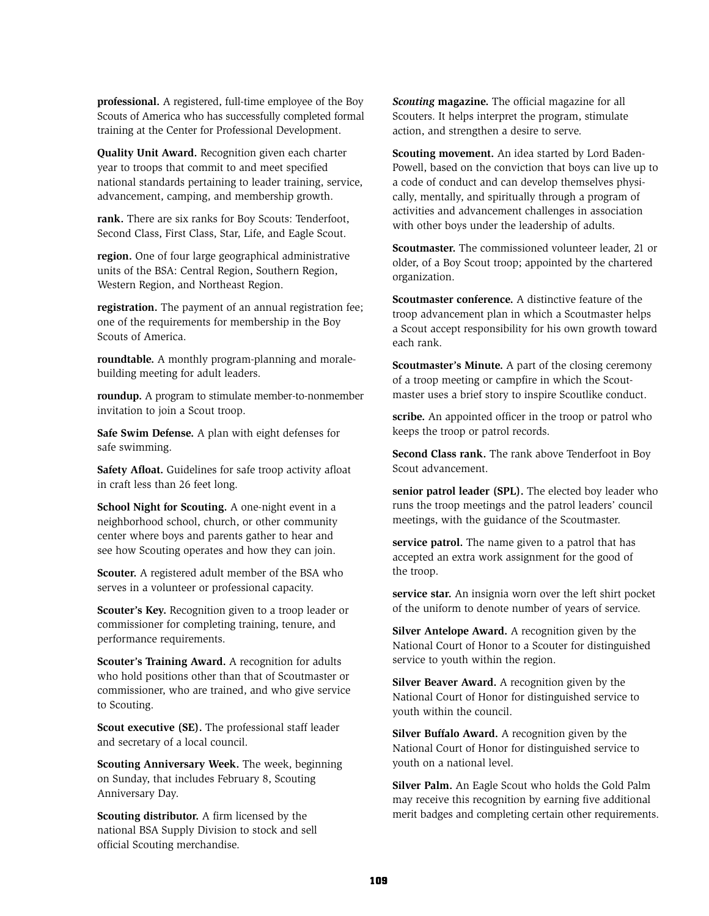**professional.** A registered, full-time employee of the Boy Scouts of America who has successfully completed formal training at the Center for Professional Development.

**Quality Unit Award.** Recognition given each charter year to troops that commit to and meet specified national standards pertaining to leader training, service, advancement, camping, and membership growth.

**rank.** There are six ranks for Boy Scouts: Tenderfoot, Second Class, First Class, Star, Life, and Eagle Scout.

**region.** One of four large geographical administrative units of the BSA: Central Region, Southern Region, Western Region, and Northeast Region.

**registration.** The payment of an annual registration fee; one of the requirements for membership in the Boy Scouts of America.

**roundtable.** A monthly program-planning and morale-building meeting for adult leaders.

**roundup.** A program to stimulate member-to-nonmember invitation to join a Scout troop.

**Safe Swim Defense.** A plan with eight defenses for safe swimming.

**Safety Afloat.** Guidelines for safe troop activity afloat in craft less than 26 feet long.

**School Night for Scouting.** A one-night event in a neighborhood school, church, or other community center where boys and parents gather to hear and see how Scouting operates and how they can join.

**Scouter.** A registered adult member of the BSA who serves in a volunteer or professional capacity.

**Scouter's Key.** Recognition given to a troop leader or commissioner for completing training, tenure, and performance requirements.

**Scouter's Training Award.** A recognition for adults who hold positions other than that of Scoutmaster or commissioner, who are trained, and who give service to Scouting.

**Scout executive (SE).** The professional staff leader and secretary of a local council.

**Scouting Anniversary Week.** The week, beginning on Sunday, that includes February 8, Scouting Anniversary Day.

**Scouting distributor.** A firm licensed by the national BSA Supply Division to stock and sell official Scouting merchandise.

***Scouting* magazine.** The official magazine for all Scouters. It helps interpret the program, stimulate action, and strengthen a desire to serve.

**Scouting movement.** An idea started by Lord Baden-Powell, based on the conviction that boys can live up to a code of conduct and can develop themselves physically, mentally, and spiritually through a program of activities and advancement challenges in association with other boys under the leadership of adults.

**Scoutmaster.** The commissioned volunteer leader, 21 or older, of a Boy Scout troop; appointed by the chartered organization.

**Scoutmaster conference.** A distinctive feature of the troop advancement plan in which a Scoutmaster helps a Scout accept responsibility for his own growth toward each rank.

**Scoutmaster's Minute.** A part of the closing ceremony of a troop meeting or campfire in which the Scoutmaster uses a brief story to inspire Scoutlike conduct.

**scribe.** An appointed officer in the troop or patrol who keeps the troop or patrol records.

**Second Class rank.** The rank above Tenderfoot in Boy Scout advancement.

**senior patrol leader (SPL).** The elected boy leader who runs the troop meetings and the patrol leaders' council meetings, with the guidance of the Scoutmaster.

**service patrol.** The name given to a patrol that has accepted an extra work assignment for the good of the troop.

**service star.** An insignia worn over the left shirt pocket of the uniform to denote number of years of service.

**Silver Antelope Award.** A recognition given by the National Court of Honor to a Scouter for distinguished service to youth within the region.

**Silver Beaver Award.** A recognition given by the National Court of Honor for distinguished service to youth within the council.

**Silver Buffalo Award.** A recognition given by the National Court of Honor for distinguished service to youth on a national level.

**Silver Palm.** An Eagle Scout who holds the Gold Palm may receive this recognition by earning five additional merit badges and completing certain other requirements.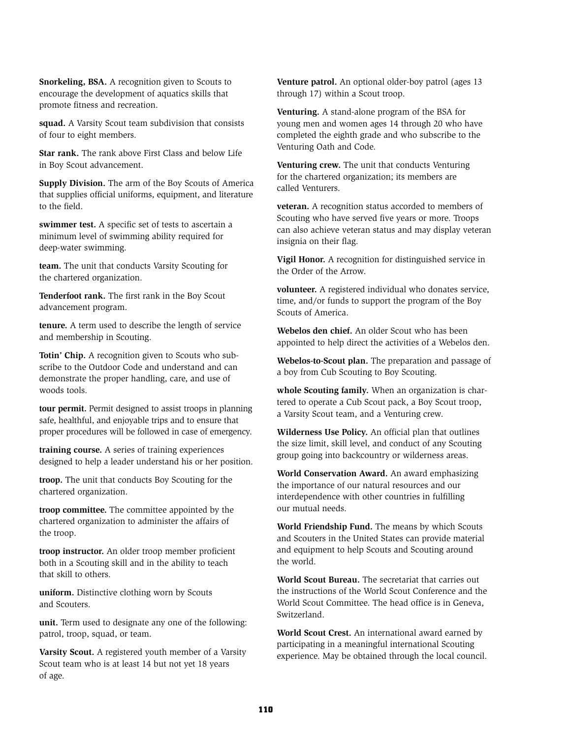**Snorkeling, BSA.** A recognition given to Scouts to encourage the development of aquatics skills that promote fitness and recreation.

**squad.** A Varsity Scout team subdivision that consists of four to eight members.

**Star rank.** The rank above First Class and below Life in Boy Scout advancement.

**Supply Division.** The arm of the Boy Scouts of America that supplies official uniforms, equipment, and literature to the field.

**swimmer test.** A specific set of tests to ascertain a minimum level of swimming ability required for deep-water swimming.

**team.** The unit that conducts Varsity Scouting for the chartered organization.

**Tenderfoot rank.** The first rank in the Boy Scout advancement program.

**tenure.** A term used to describe the length of service and membership in Scouting.

**Totin' Chip.** A recognition given to Scouts who subscribe to the Outdoor Code and understand and can demonstrate the proper handling, care, and use of woods tools.

**tour permit.** Permit designed to assist troops in planning safe, healthful, and enjoyable trips and to ensure that proper procedures will be followed in case of emergency.

**training course.** A series of training experiences designed to help a leader understand his or her position.

**troop.** The unit that conducts Boy Scouting for the chartered organization.

**troop committee.** The committee appointed by the chartered organization to administer the affairs of the troop.

**troop instructor.** An older troop member proficient both in a Scouting skill and in the ability to teach that skill to others.

**uniform.** Distinctive clothing worn by Scouts and Scouters.

**unit.** Term used to designate any one of the following: patrol, troop, squad, or team.

**Varsity Scout.** A registered youth member of a Varsity Scout team who is at least 14 but not yet 18 years of age.

**Venture patrol.** An optional older-boy patrol (ages 13 through 17) within a Scout troop.

**Venturing.** A stand-alone program of the BSA for young men and women ages 14 through 20 who have completed the eighth grade and who subscribe to the Venturing Oath and Code.

**Venturing crew.** The unit that conducts Venturing for the chartered organization; its members are called Venturers.

**veteran.** A recognition status accorded to members of Scouting who have served five years or more. Troops can also achieve veteran status and may display veteran insignia on their flag.

**Vigil Honor.** A recognition for distinguished service in the Order of the Arrow.

**volunteer.** A registered individual who donates service, time, and/or funds to support the program of the Boy Scouts of America.

**Webelos den chief.** An older Scout who has been appointed to help direct the activities of a Webelos den.

**Webelos-to-Scout plan.** The preparation and passage of a boy from Cub Scouting to Boy Scouting.

**whole Scouting family.** When an organization is chartered to operate a Cub Scout pack, a Boy Scout troop, a Varsity Scout team, and a Venturing crew.

**Wilderness Use Policy.** An official plan that outlines the size limit, skill level, and conduct of any Scouting group going into backcountry or wilderness areas.

**World Conservation Award.** An award emphasizing the importance of our natural resources and our interdependence with other countries in fulfilling our mutual needs.

**World Friendship Fund.** The means by which Scouts and Scouters in the United States can provide material and equipment to help Scouts and Scouting around the world.

**World Scout Bureau.** The secretariat that carries out the instructions of the World Scout Conference and the World Scout Committee. The head office is in Geneva, Switzerland.

**World Scout Crest.** An international award earned by participating in a meaningful international Scouting experience. May be obtained through the local council.